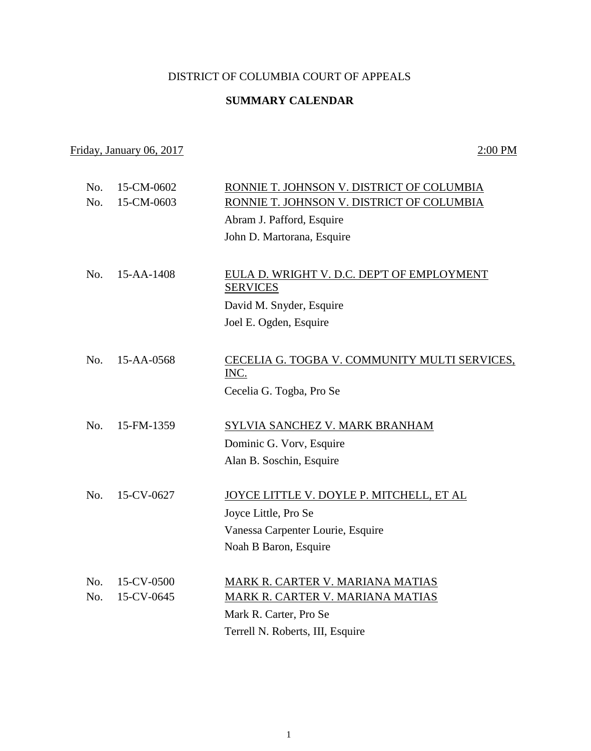DISTRICT OF COLUMBIA COURT OF APPEALS

**SUMMARY CALENDAR**

Friday, January 06, 2017 — 2:00 PM

No. 15-CM-0602 — RONNIE T. JOHNSON V. DISTRICT OF COLUMBIA
No. 15-CM-0603 — RONNIE T. JOHNSON V. DISTRICT OF COLUMBIA
Abram J. Pafford, Esquire
John D. Martorana, Esquire

No. 15-AA-1408 — EULA D. WRIGHT V. D.C. DEP'T OF EMPLOYMENT SERVICES
David M. Snyder, Esquire
Joel E. Ogden, Esquire

No. 15-AA-0568 — CECELIA G. TOGBA V. COMMUNITY MULTI SERVICES, INC.
Cecelia G. Togba, Pro Se

No. 15-FM-1359 — SYLVIA SANCHEZ V. MARK BRANHAM
Dominic G. Vorv, Esquire
Alan B. Soschin, Esquire

No. 15-CV-0627 — JOYCE LITTLE V. DOYLE P. MITCHELL, ET AL
Joyce Little, Pro Se
Vanessa Carpenter Lourie, Esquire
Noah B Baron, Esquire

No. 15-CV-0500 — MARK R. CARTER V. MARIANA MATIAS
No. 15-CV-0645 — MARK R. CARTER V. MARIANA MATIAS
Mark R. Carter, Pro Se
Terrell N. Roberts, III, Esquire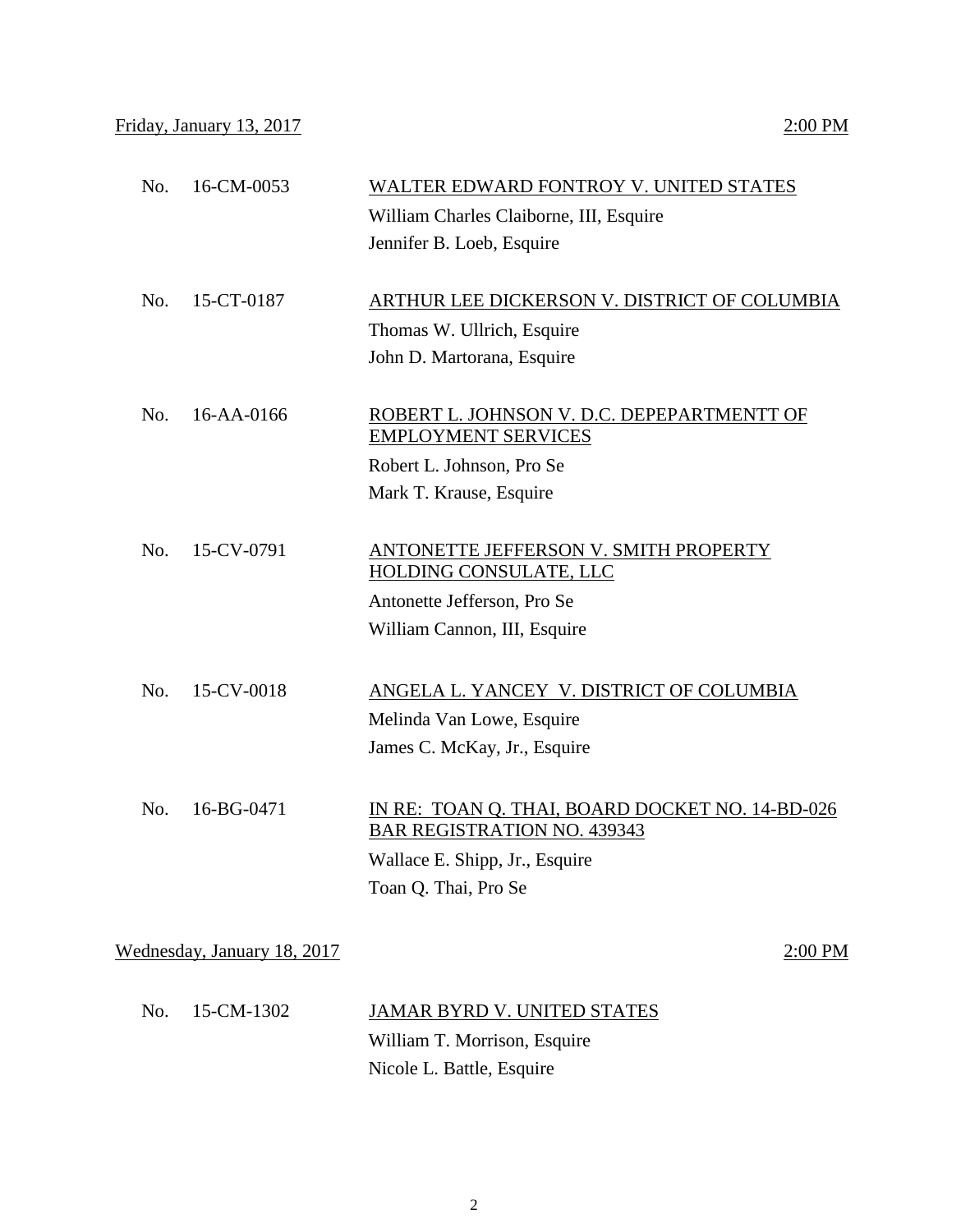Friday, January 13, 2017 — 2:00 PM

| No. | Case | Parties / Counsel |
|---|---|---|
| No. 16-CM-0053 | WALTER EDWARD FONTROY V. UNITED STATES | William Charles Claiborne, III, Esquire<br>Jennifer B. Loeb, Esquire |
| No. 15-CT-0187 | ARTHUR LEE DICKERSON V. DISTRICT OF COLUMBIA | Thomas W. Ullrich, Esquire<br>John D. Martorana, Esquire |
| No. 16-AA-0166 | ROBERT L. JOHNSON V. D.C. DEPEPARTMENTT OF EMPLOYMENT SERVICES | Robert L. Johnson, Pro Se<br>Mark T. Krause, Esquire |
| No. 15-CV-0791 | ANTONETTE JEFFERSON V. SMITH PROPERTY HOLDING CONSULATE, LLC | Antonette Jefferson, Pro Se<br>William Cannon, III, Esquire |
| No. 15-CV-0018 | ANGELA L. YANCEY V. DISTRICT OF COLUMBIA | Melinda Van Lowe, Esquire<br>James C. McKay, Jr., Esquire |
| No. 16-BG-0471 | IN RE: TOAN Q. THAI, BOARD DOCKET NO. 14-BD-026 BAR REGISTRATION NO. 439343 | Wallace E. Shipp, Jr., Esquire<br>Toan Q. Thai, Pro Se |

Wednesday, January 18, 2017 — 2:00 PM

| No. | Case | Parties / Counsel |
|---|---|---|
| No. 15-CM-1302 | JAMAR BYRD V. UNITED STATES | William T. Morrison, Esquire<br>Nicole L. Battle, Esquire |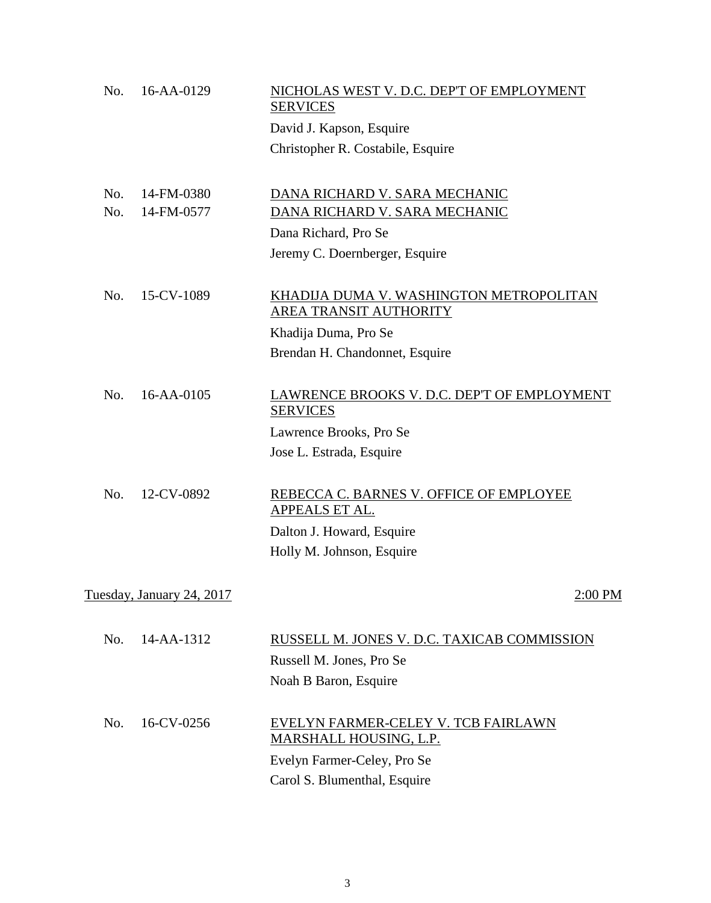No. 16-AA-0129 — NICHOLAS WEST V. D.C. DEP'T OF EMPLOYMENT SERVICES

David J. Kapson, Esquire
Christopher R. Costabile, Esquire

No. 14-FM-0380 — DANA RICHARD V. SARA MECHANIC
No. 14-FM-0577 — DANA RICHARD V. SARA MECHANIC

Dana Richard, Pro Se
Jeremy C. Doernberger, Esquire

No. 15-CV-1089 — KHADIJA DUMA V. WASHINGTON METROPOLITAN AREA TRANSIT AUTHORITY

Khadija Duma, Pro Se
Brendan H. Chandonnet, Esquire

No. 16-AA-0105 — LAWRENCE BROOKS V. D.C. DEP'T OF EMPLOYMENT SERVICES

Lawrence Brooks, Pro Se
Jose L. Estrada, Esquire

No. 12-CV-0892 — REBECCA C. BARNES V. OFFICE OF EMPLOYEE APPEALS ET AL.

Dalton J. Howard, Esquire
Holly M. Johnson, Esquire

## Tuesday, January 24, 2017 — 2:00 PM

No. 14-AA-1312 — RUSSELL M. JONES V. D.C. TAXICAB COMMISSION

Russell M. Jones, Pro Se
Noah B Baron, Esquire

No. 16-CV-0256 — EVELYN FARMER-CELEY V. TCB FAIRLAWN MARSHALL HOUSING, L.P.

Evelyn Farmer-Celey, Pro Se
Carol S. Blumenthal, Esquire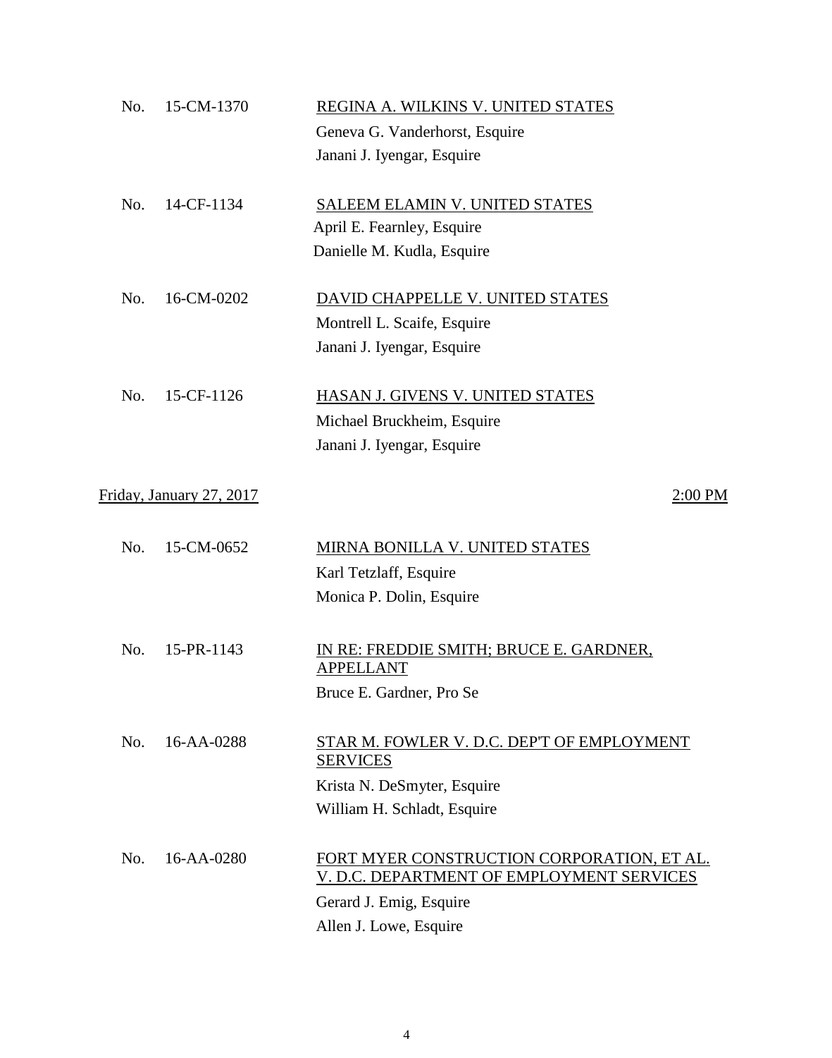No. 15-CM-1370 — REGINA A. WILKINS V. UNITED STATES
Geneva G. Vanderhorst, Esquire
Janani J. Iyengar, Esquire

No. 14-CF-1134 — SALEEM ELAMIN V. UNITED STATES
April E. Fearnley, Esquire
Danielle M. Kudla, Esquire

No. 16-CM-0202 — DAVID CHAPPELLE V. UNITED STATES
Montrell L. Scaife, Esquire
Janani J. Iyengar, Esquire

No. 15-CF-1126 — HASAN J. GIVENS V. UNITED STATES
Michael Bruckheim, Esquire
Janani J. Iyengar, Esquire

## Friday, January 27, 2017 — 2:00 PM

No. 15-CM-0652 — MIRNA BONILLA V. UNITED STATES
Karl Tetzlaff, Esquire
Monica P. Dolin, Esquire

No. 15-PR-1143 — IN RE: FREDDIE SMITH; BRUCE E. GARDNER, APPELLANT
Bruce E. Gardner, Pro Se

No. 16-AA-0288 — STAR M. FOWLER V. D.C. DEP'T OF EMPLOYMENT SERVICES
Krista N. DeSmyter, Esquire
William H. Schladt, Esquire

No. 16-AA-0280 — FORT MYER CONSTRUCTION CORPORATION, ET AL. V. D.C. DEPARTMENT OF EMPLOYMENT SERVICES
Gerard J. Emig, Esquire
Allen J. Lowe, Esquire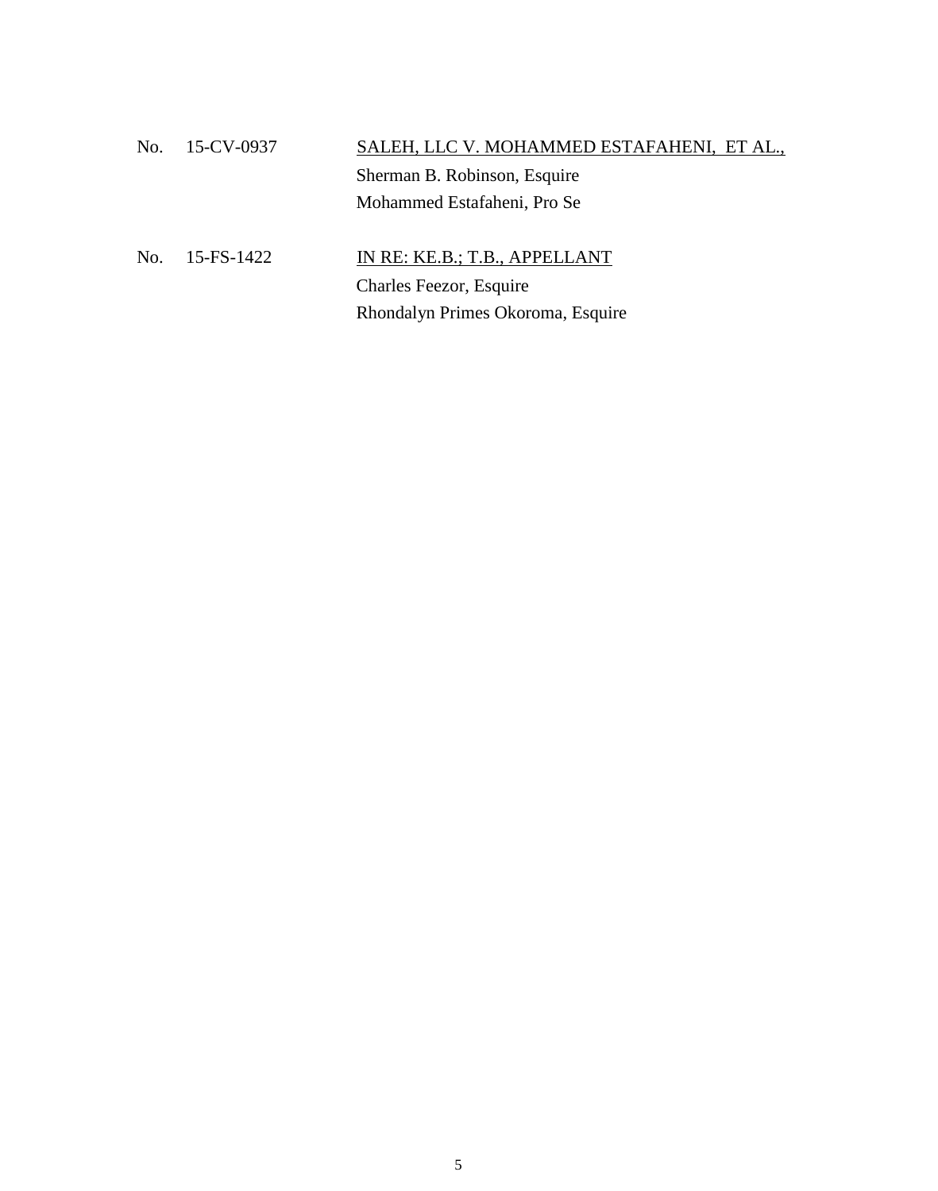No. 15-CV-0937 <u>SALEH, LLC V. MOHAMMED ESTAFAHENI, ET AL.,</u>

Sherman B. Robinson, Esquire
Mohammed Estafaheni, Pro Se

No. 15-FS-1422 <u>IN RE: KE.B.; T.B., APPELLANT</u>

Charles Feezor, Esquire
Rhondalyn Primes Okoroma, Esquire